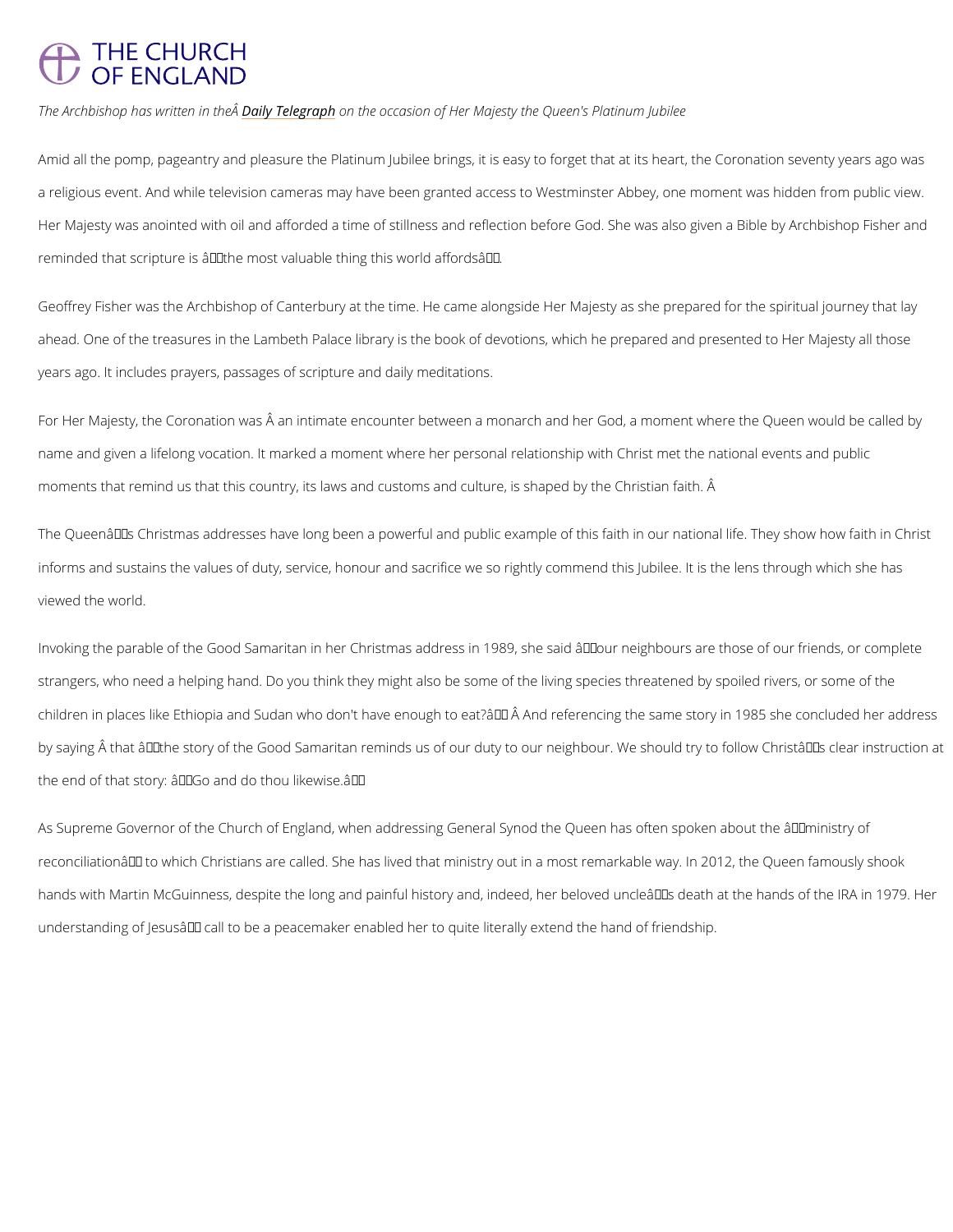# THE CHURCH OF ENGLAND

*The Archbishop has written in the Â Daily Telegraph on the occasion of Her Majesty the Queen's Platinum Jubilee*

Amid all the pomp, pageantry and pleasure the Platinum Jubilee brings, it is easy to forget that at its heart, the Coronation seventy years ago was a religious event. And while television cameras may have been granted access to Westminster Abbey, one moment was hidden from public view. Her Majesty was anointed with oil and afforded a time of stillness and reflection before God. She was also given a Bible by Archbishop Fisher and reminded that scripture is â€œthe most valuable thing this world affordsâ€.

Geoffrey Fisher was the Archbishop of Canterbury at the time. He came alongside Her Majesty as she prepared for the spiritual journey that lay ahead. One of the treasures in the Lambeth Palace library is the book of devotions, which he prepared and presented to Her Majesty all those years ago. It includes prayers, passages of scripture and daily meditations.

For Her Majesty, the Coronation was Â an intimate encounter between a monarch and her God, a moment where the Queen would be called by name and given a lifelong vocation. It marked a moment where her personal relationship with Christ met the national events and public moments that remind us that this country, its laws and customs and culture, is shaped by the Christian faith. Â

The Queenâ€™s Christmas addresses have long been a powerful and public example of this faith in our national life. They show how faith in Christ informs and sustains the values of duty, service, honour and sacrifice we so rightly commend this Jubilee. It is the lens through which she has viewed the world.

Invoking the parable of the Good Samaritan in her Christmas address in 1989, she said â€œour neighbours are those of our friends, or complete strangers, who need a helping hand. Do you think they might also be some of the living species threatened by spoiled rivers, or some of the children in places like Ethiopia and Sudan who don't have enough to eat?â€ Â And referencing the same story in 1985 she concluded her address by saying Â that â€œthe story of the Good Samaritan reminds us of our duty to our neighbour. We should try to follow Christâ€™s clear instruction at the end of that story: â€˜Go and do thou likewise.â€™â€

As Supreme Governor of the Church of England, when addressing General Synod the Queen has often spoken about the â€˜ministry of reconciliationâ€™ to which Christians are called. She has lived that ministry out in a most remarkable way. In 2012, the Queen famously shook hands with Martin McGuinness, despite the long and painful history and, indeed, her beloved uncleâ€™s death at the hands of the IRA in 1979. Her understanding of Jesusâ€™ call to be a peacemaker enabled her to quite literally extend the hand of friendship.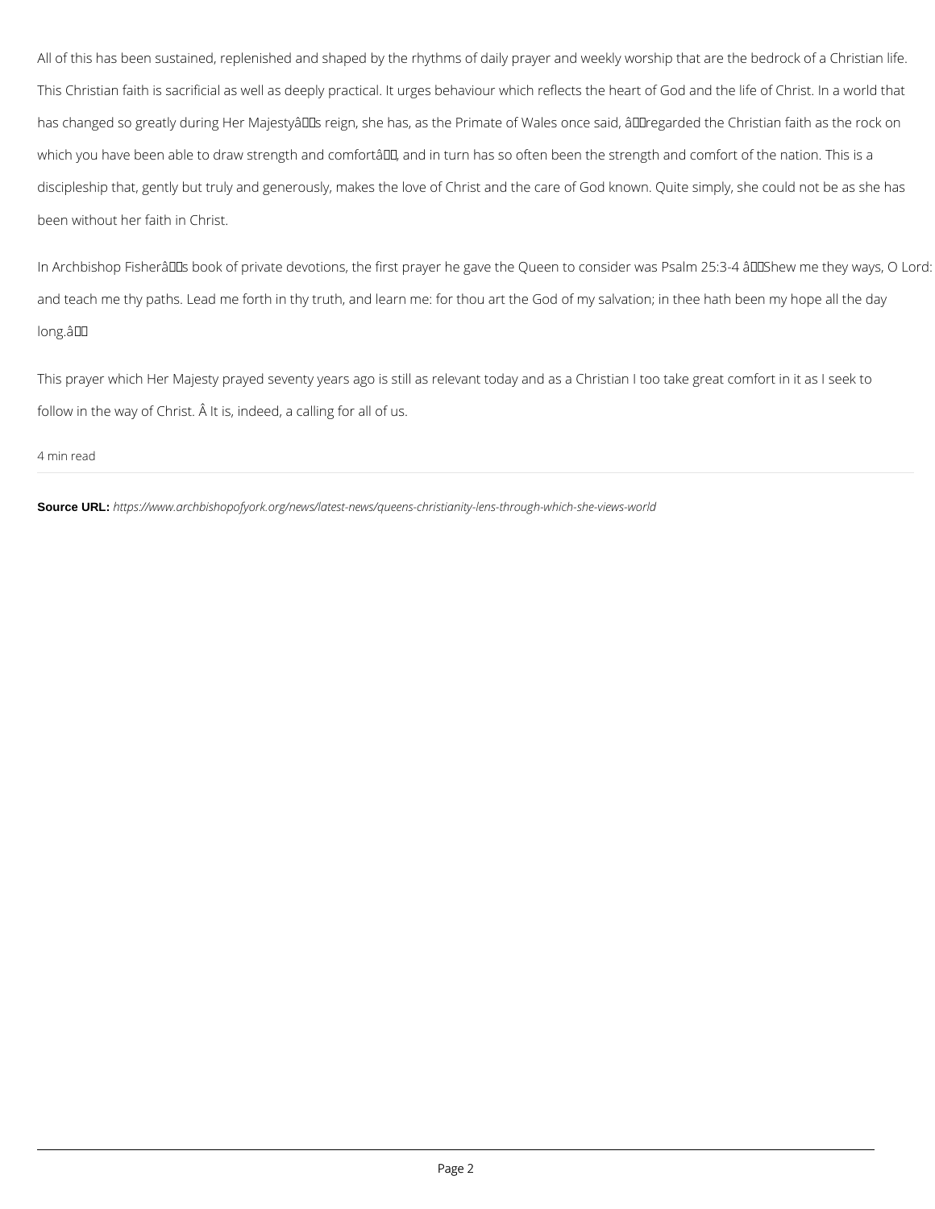All of this has been sustained, replenished and shaped by the rhythms of daily prayer and weekly worship that are the bedrock of a Christian life. This Christian faith is sacrificial as well as deeply practical. It urges behaviour which reflects the heart of God and the life of Christ. In a world that has changed so greatly during Her Majestyâs reign, she has, as the Primate of Wales once said, âregarded the Christian faith as the rock on which you have been able to draw strength and comfortâ, and in turn has so often been the strength and comfort of the nation. This is a discipleship that, gently but truly and generously, makes the love of Christ and the care of God known. Quite simply, she could not be as she has been without her faith in Christ.

In Archbishop Fisherâs book of private devotions, the first prayer he gave the Queen to consider was Psalm 25:3-4 âShew me they ways, O Lord: and teach me thy paths. Lead me forth in thy truth, and learn me: for thou art the God of my salvation; in thee hath been my hope all the day long.â

This prayer which Her Majesty prayed seventy years ago is still as relevant today and as a Christian I too take great comfort in it as I seek to follow in the way of Christ. Â It is, indeed, a calling for all of us.

4 min read

---

**Source URL:** *https://www.archbishopofyork.org/news/latest-news/queens-christianity-lens-through-which-she-views-world*